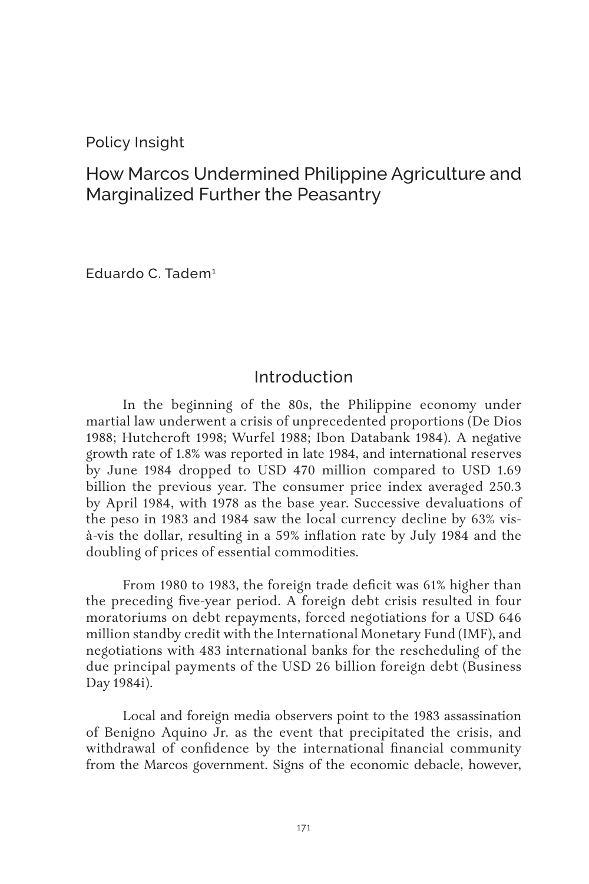Policy Insight

# How Marcos Undermined Philippine Agriculture and Marginalized Further the Peasantry

Eduardo C. Tadem[1]

## Introduction

In the beginning of the 80s, the Philippine economy under martial law underwent a crisis of unprecedented proportions (De Dios 1988; Hutchcroft 1998; Wurfel 1988; Ibon Databank 1984). A negative growth rate of 1.8% was reported in late 1984, and international reserves by June 1984 dropped to USD 470 million compared to USD 1.69 billion the previous year. The consumer price index averaged 250.3 by April 1984, with 1978 as the base year. Successive devaluations of the peso in 1983 and 1984 saw the local currency decline by 63% vis-à-vis the dollar, resulting in a 59% inflation rate by July 1984 and the doubling of prices of essential commodities.

From 1980 to 1983, the foreign trade deficit was 61% higher than the preceding five-year period. A foreign debt crisis resulted in four moratoriums on debt repayments, forced negotiations for a USD 646 million standby credit with the International Monetary Fund (IMF), and negotiations with 483 international banks for the rescheduling of the due principal payments of the USD 26 billion foreign debt (Business Day 1984i).

Local and foreign media observers point to the 1983 assassination of Benigno Aquino Jr. as the event that precipitated the crisis, and withdrawal of confidence by the international financial community from the Marcos government. Signs of the economic debacle, however,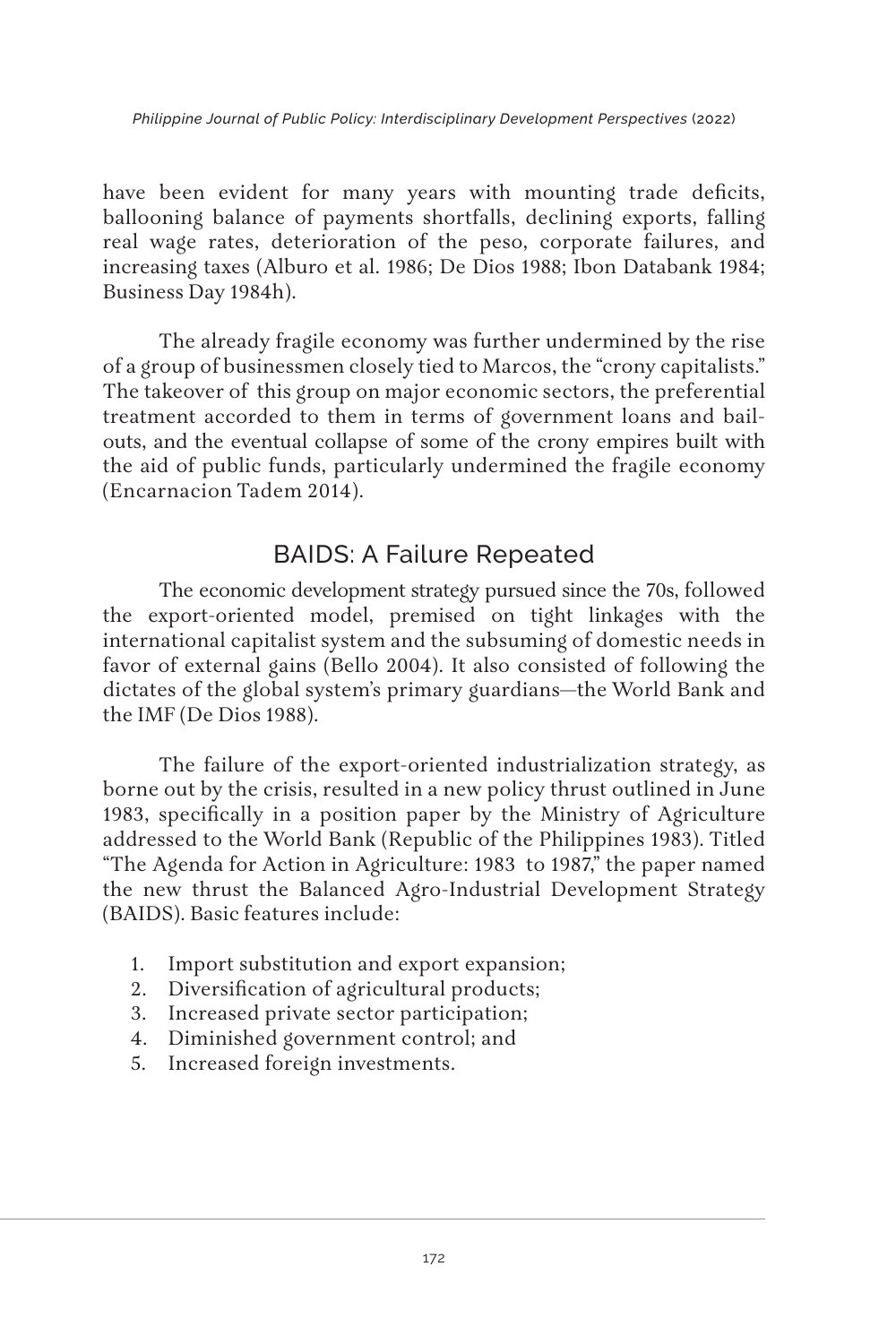have been evident for many years with mounting trade deficits, ballooning balance of payments shortfalls, declining exports, falling real wage rates, deterioration of the peso, corporate failures, and increasing taxes (Alburo et al. 1986; De Dios 1988; Ibon Databank 1984; Business Day 1984h).

The already fragile economy was further undermined by the rise of a group of businessmen closely tied to Marcos, the "crony capitalists." The takeover of this group on major economic sectors, the preferential treatment accorded to them in terms of government loans and bail-outs, and the eventual collapse of some of the crony empires built with the aid of public funds, particularly undermined the fragile economy (Encarnacion Tadem 2014).

## BAIDS: A Failure Repeated

The economic development strategy pursued since the 70s, followed the export-oriented model, premised on tight linkages with the international capitalist system and the subsuming of domestic needs in favor of external gains (Bello 2004). It also consisted of following the dictates of the global system's primary guardians—the World Bank and the IMF (De Dios 1988).

The failure of the export-oriented industrialization strategy, as borne out by the crisis, resulted in a new policy thrust outlined in June 1983, specifically in a position paper by the Ministry of Agriculture addressed to the World Bank (Republic of the Philippines 1983). Titled "The Agenda for Action in Agriculture: 1983 to 1987," the paper named the new thrust the Balanced Agro-Industrial Development Strategy (BAIDS). Basic features include:

1. Import substitution and export expansion;
2. Diversification of agricultural products;
3. Increased private sector participation;
4. Diminished government control; and
5. Increased foreign investments.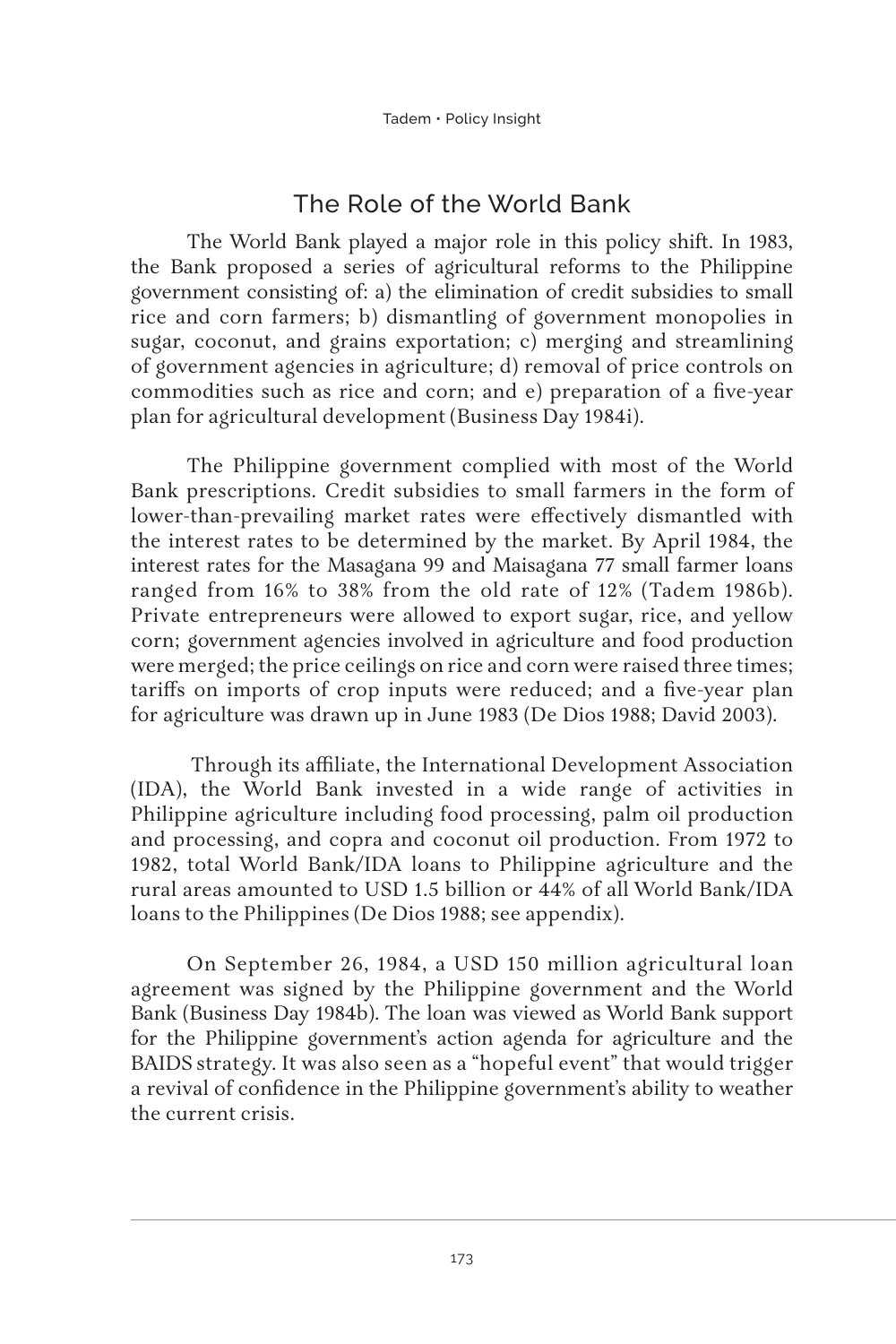## The Role of the World Bank

The World Bank played a major role in this policy shift. In 1983, the Bank proposed a series of agricultural reforms to the Philippine government consisting of: a) the elimination of credit subsidies to small rice and corn farmers; b) dismantling of government monopolies in sugar, coconut, and grains exportation; c) merging and streamlining of government agencies in agriculture; d) removal of price controls on commodities such as rice and corn; and e) preparation of a five-year plan for agricultural development (Business Day 1984i).

The Philippine government complied with most of the World Bank prescriptions. Credit subsidies to small farmers in the form of lower-than-prevailing market rates were effectively dismantled with the interest rates to be determined by the market. By April 1984, the interest rates for the Masagana 99 and Maisagana 77 small farmer loans ranged from 16% to 38% from the old rate of 12% (Tadem 1986b). Private entrepreneurs were allowed to export sugar, rice, and yellow corn; government agencies involved in agriculture and food production were merged; the price ceilings on rice and corn were raised three times; tariffs on imports of crop inputs were reduced; and a five-year plan for agriculture was drawn up in June 1983 (De Dios 1988; David 2003).

Through its affiliate, the International Development Association (IDA), the World Bank invested in a wide range of activities in Philippine agriculture including food processing, palm oil production and processing, and copra and coconut oil production. From 1972 to 1982, total World Bank/IDA loans to Philippine agriculture and the rural areas amounted to USD 1.5 billion or 44% of all World Bank/IDA loans to the Philippines (De Dios 1988; see appendix).

On September 26, 1984, a USD 150 million agricultural loan agreement was signed by the Philippine government and the World Bank (Business Day 1984b). The loan was viewed as World Bank support for the Philippine government's action agenda for agriculture and the BAIDS strategy. It was also seen as a "hopeful event" that would trigger a revival of confidence in the Philippine government's ability to weather the current crisis.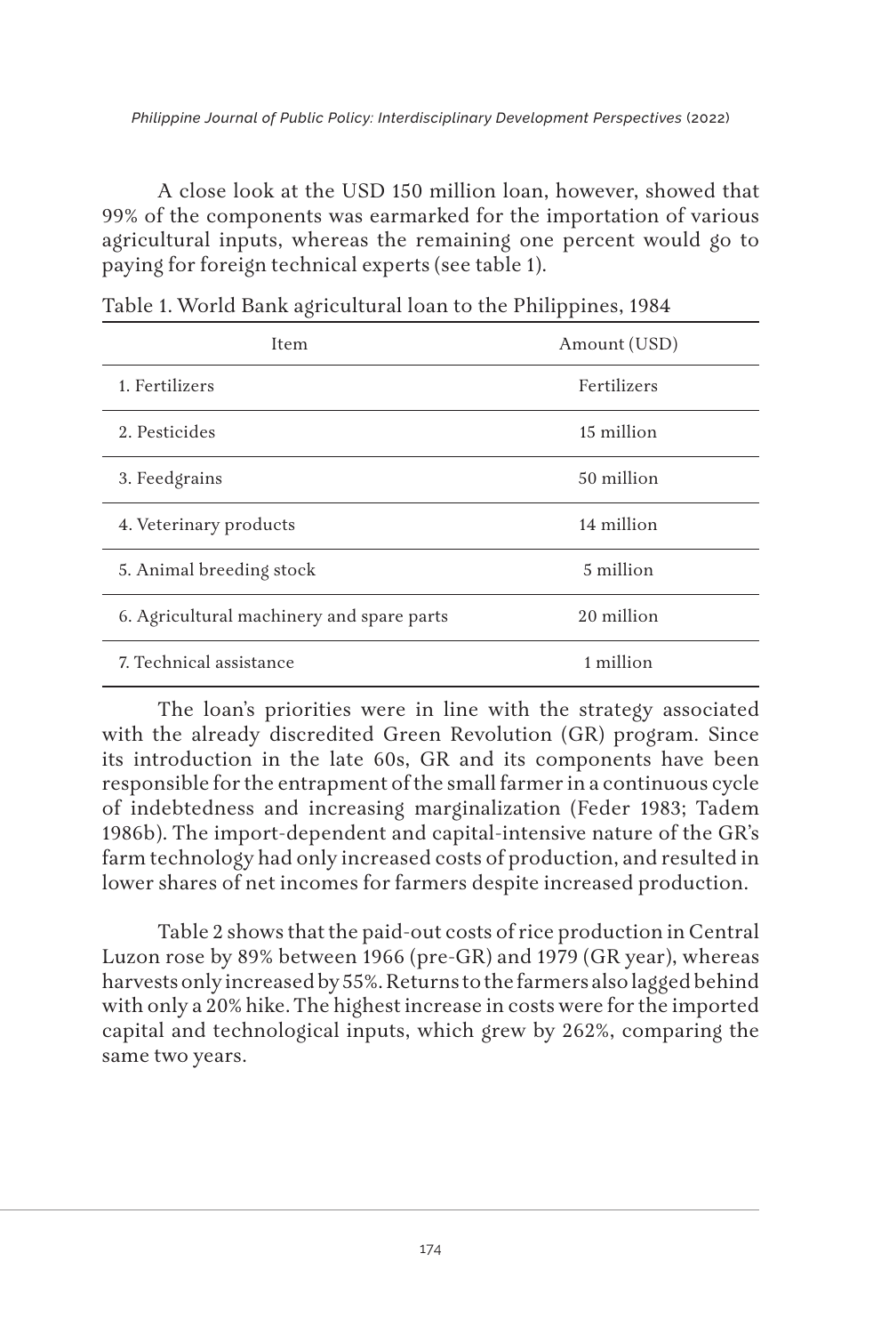A close look at the USD 150 million loan, however, showed that 99% of the components was earmarked for the importation of various agricultural inputs, whereas the remaining one percent would go to paying for foreign technical experts (see table 1).

Table 1. World Bank agricultural loan to the Philippines, 1984

| Item | Amount (USD) |
|---|---|
| 1. Fertilizers | Fertilizers |
| 2. Pesticides | 15 million |
| 3. Feedgrains | 50 million |
| 4. Veterinary products | 14 million |
| 5. Animal breeding stock | 5 million |
| 6. Agricultural machinery and spare parts | 20 million |
| 7. Technical assistance | 1 million |

The loan's priorities were in line with the strategy associated with the already discredited Green Revolution (GR) program. Since its introduction in the late 60s, GR and its components have been responsible for the entrapment of the small farmer in a continuous cycle of indebtedness and increasing marginalization (Feder 1983; Tadem 1986b). The import-dependent and capital-intensive nature of the GR's farm technology had only increased costs of production, and resulted in lower shares of net incomes for farmers despite increased production.

Table 2 shows that the paid-out costs of rice production in Central Luzon rose by 89% between 1966 (pre-GR) and 1979 (GR year), whereas harvests only increased by 55%. Returns to the farmers also lagged behind with only a 20% hike. The highest increase in costs were for the imported capital and technological inputs, which grew by 262%, comparing the same two years.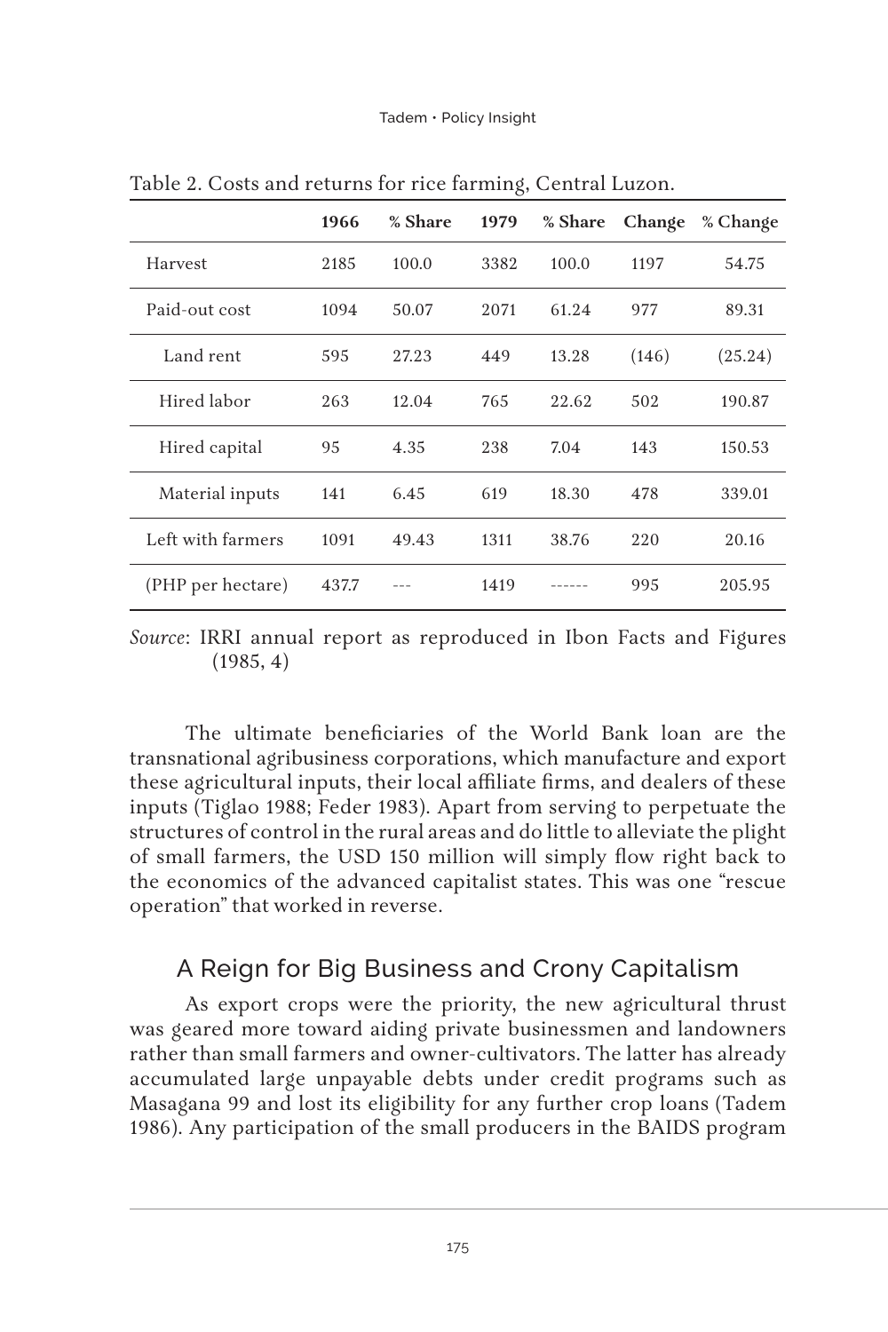Table 2. Costs and returns for rice farming, Central Luzon.

| | 1966 | % Share | 1979 | % Share | Change | % Change |
|---|---|---|---|---|---|---|
| Harvest | 2185 | 100.0 | 3382 | 100.0 | 1197 | 54.75 |
| Paid-out cost | 1094 | 50.07 | 2071 | 61.24 | 977 | 89.31 |
| Land rent | 595 | 27.23 | 449 | 13.28 | (146) | (25.24) |
| Hired labor | 263 | 12.04 | 765 | 22.62 | 502 | 190.87 |
| Hired capital | 95 | 4.35 | 238 | 7.04 | 143 | 150.53 |
| Material inputs | 141 | 6.45 | 619 | 18.30 | 478 | 339.01 |
| Left with farmers | 1091 | 49.43 | 1311 | 38.76 | 220 | 20.16 |
| (PHP per hectare) | 437.7 | --- | 1419 | ------ | 995 | 205.95 |

*Source*: IRRI annual report as reproduced in Ibon Facts and Figures (1985, 4)

The ultimate beneficiaries of the World Bank loan are the transnational agribusiness corporations, which manufacture and export these agricultural inputs, their local affiliate firms, and dealers of these inputs (Tiglao 1988; Feder 1983). Apart from serving to perpetuate the structures of control in the rural areas and do little to alleviate the plight of small farmers, the USD 150 million will simply flow right back to the economics of the advanced capitalist states. This was one "rescue operation" that worked in reverse.

## A Reign for Big Business and Crony Capitalism

As export crops were the priority, the new agricultural thrust was geared more toward aiding private businessmen and landowners rather than small farmers and owner-cultivators. The latter has already accumulated large unpayable debts under credit programs such as Masagana 99 and lost its eligibility for any further crop loans (Tadem 1986). Any participation of the small producers in the BAIDS program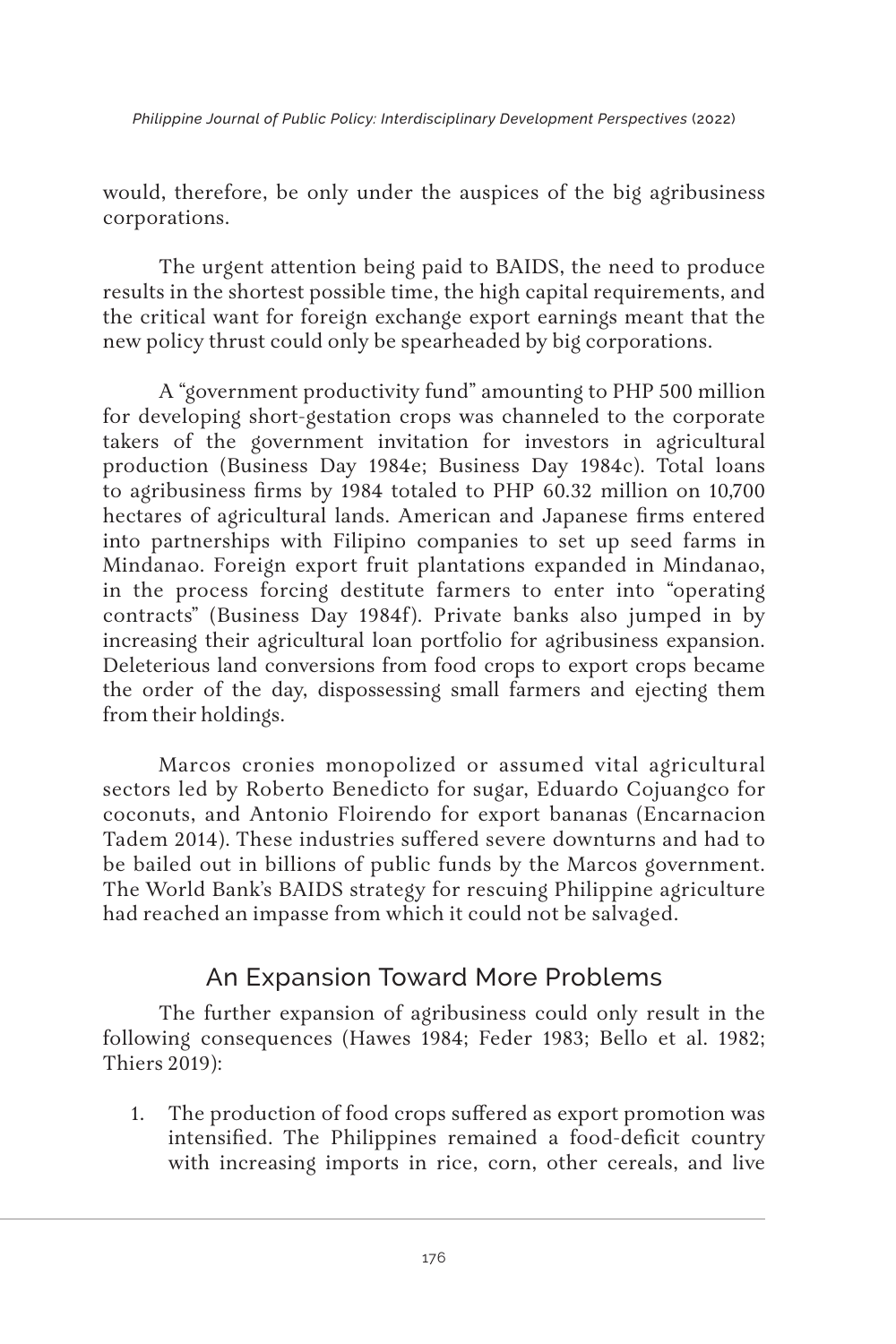would, therefore, be only under the auspices of the big agribusiness corporations.

The urgent attention being paid to BAIDS, the need to produce results in the shortest possible time, the high capital requirements, and the critical want for foreign exchange export earnings meant that the new policy thrust could only be spearheaded by big corporations.

A "government productivity fund" amounting to PHP 500 million for developing short-gestation crops was channeled to the corporate takers of the government invitation for investors in agricultural production (Business Day 1984e; Business Day 1984c). Total loans to agribusiness firms by 1984 totaled to PHP 60.32 million on 10,700 hectares of agricultural lands. American and Japanese firms entered into partnerships with Filipino companies to set up seed farms in Mindanao. Foreign export fruit plantations expanded in Mindanao, in the process forcing destitute farmers to enter into "operating contracts" (Business Day 1984f). Private banks also jumped in by increasing their agricultural loan portfolio for agribusiness expansion. Deleterious land conversions from food crops to export crops became the order of the day, dispossessing small farmers and ejecting them from their holdings.

Marcos cronies monopolized or assumed vital agricultural sectors led by Roberto Benedicto for sugar, Eduardo Cojuangco for coconuts, and Antonio Floirendo for export bananas (Encarnacion Tadem 2014). These industries suffered severe downturns and had to be bailed out in billions of public funds by the Marcos government. The World Bank's BAIDS strategy for rescuing Philippine agriculture had reached an impasse from which it could not be salvaged.

## An Expansion Toward More Problems

The further expansion of agribusiness could only result in the following consequences (Hawes 1984; Feder 1983; Bello et al. 1982; Thiers 2019):

1. The production of food crops suffered as export promotion was intensified. The Philippines remained a food-deficit country with increasing imports in rice, corn, other cereals, and live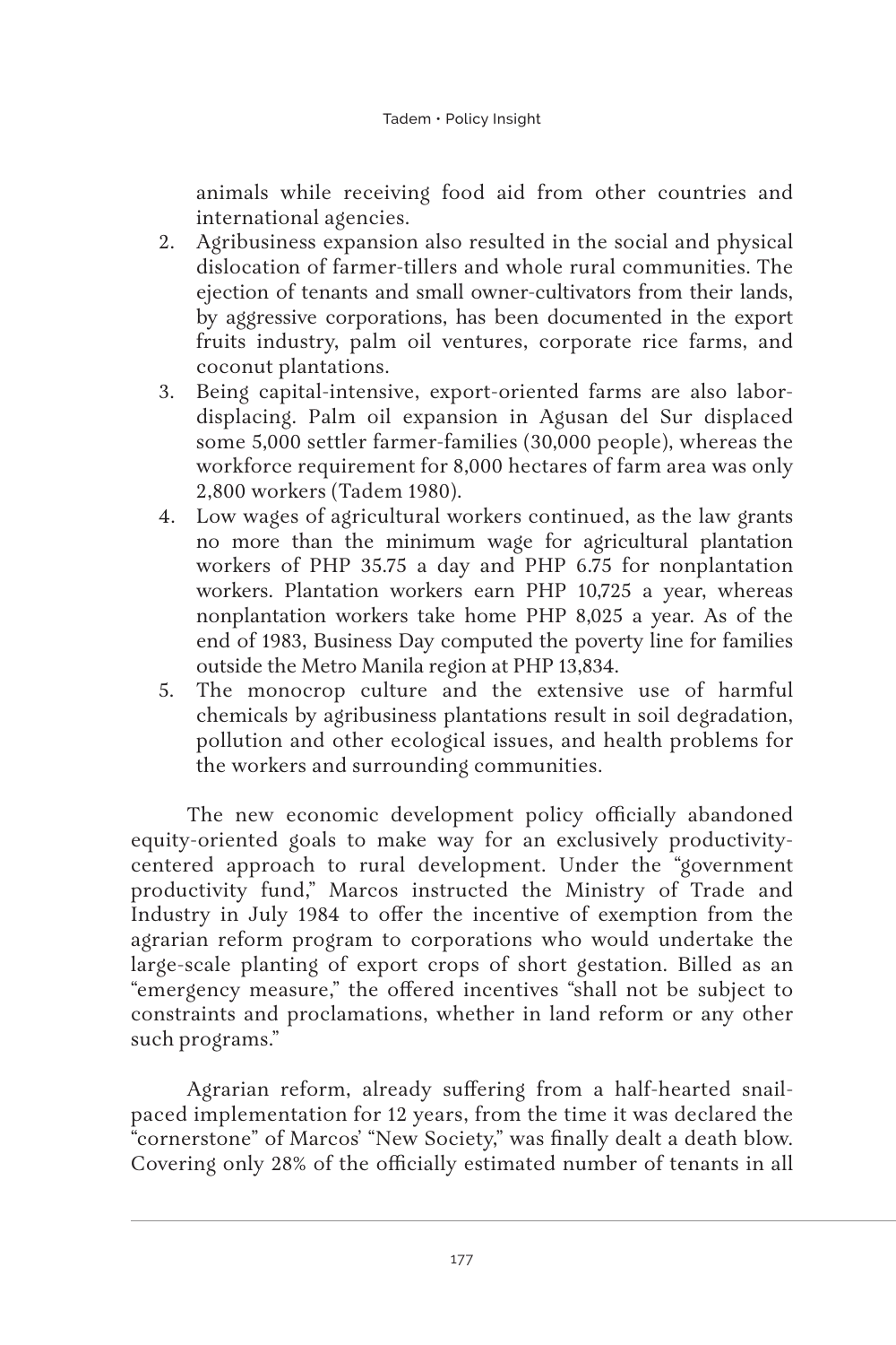animals while receiving food aid from other countries and international agencies.

2. Agribusiness expansion also resulted in the social and physical dislocation of farmer-tillers and whole rural communities. The ejection of tenants and small owner-cultivators from their lands, by aggressive corporations, has been documented in the export fruits industry, palm oil ventures, corporate rice farms, and coconut plantations.
3. Being capital-intensive, export-oriented farms are also labor-displacing. Palm oil expansion in Agusan del Sur displaced some 5,000 settler farmer-families (30,000 people), whereas the workforce requirement for 8,000 hectares of farm area was only 2,800 workers (Tadem 1980).
4. Low wages of agricultural workers continued, as the law grants no more than the minimum wage for agricultural plantation workers of PHP 35.75 a day and PHP 6.75 for nonplantation workers. Plantation workers earn PHP 10,725 a year, whereas nonplantation workers take home PHP 8,025 a year. As of the end of 1983, Business Day computed the poverty line for families outside the Metro Manila region at PHP 13,834.
5. The monocrop culture and the extensive use of harmful chemicals by agribusiness plantations result in soil degradation, pollution and other ecological issues, and health problems for the workers and surrounding communities.

The new economic development policy officially abandoned equity-oriented goals to make way for an exclusively productivity-centered approach to rural development. Under the "government productivity fund," Marcos instructed the Ministry of Trade and Industry in July 1984 to offer the incentive of exemption from the agrarian reform program to corporations who would undertake the large-scale planting of export crops of short gestation. Billed as an "emergency measure," the offered incentives "shall not be subject to constraints and proclamations, whether in land reform or any other such programs."

Agrarian reform, already suffering from a half-hearted snail-paced implementation for 12 years, from the time it was declared the "cornerstone" of Marcos' "New Society," was finally dealt a death blow. Covering only 28% of the officially estimated number of tenants in all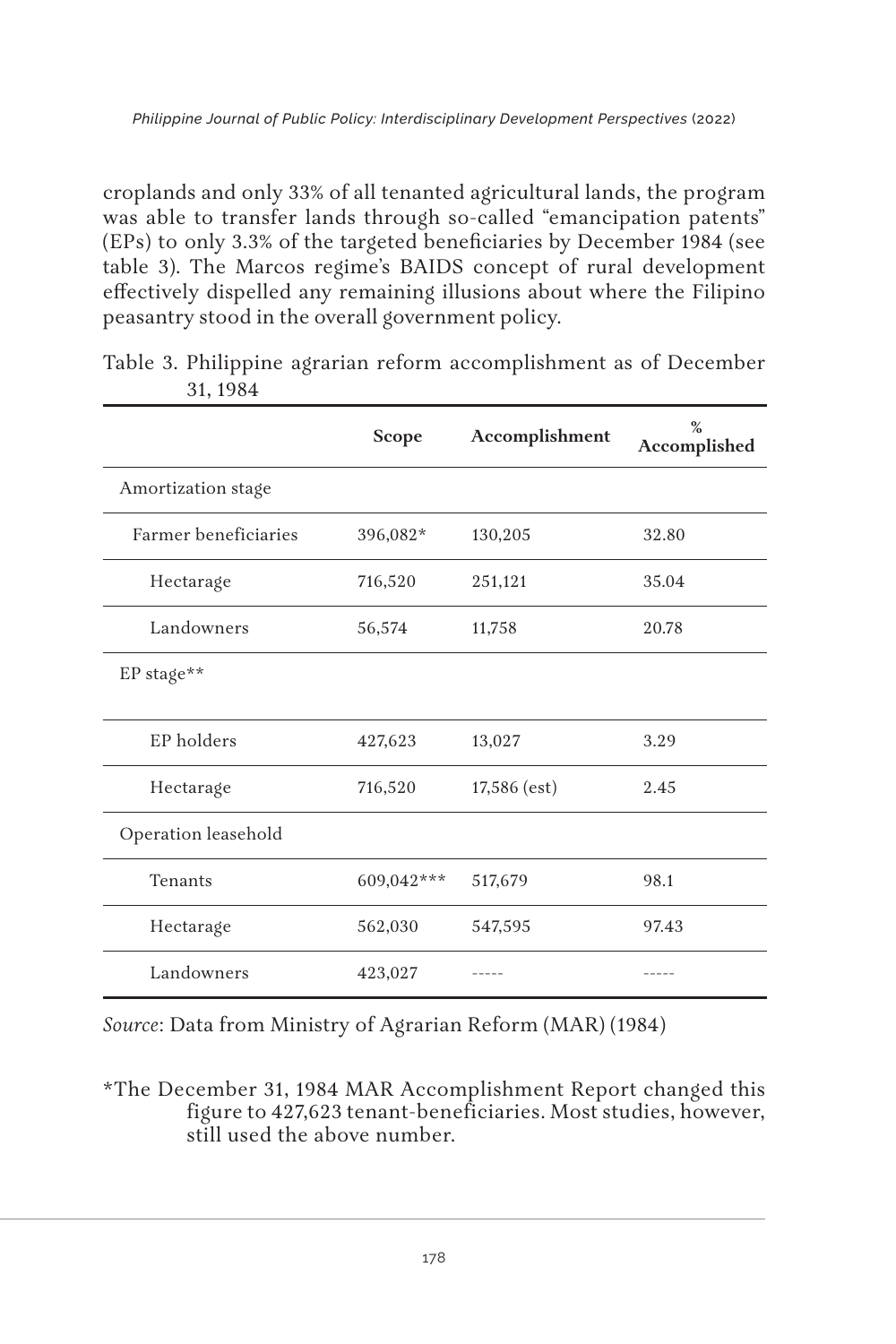croplands and only 33% of all tenanted agricultural lands, the program was able to transfer lands through so-called "emancipation patents" (EPs) to only 3.3% of the targeted beneficiaries by December 1984 (see table 3). The Marcos regime's BAIDS concept of rural development effectively dispelled any remaining illusions about where the Filipino peasantry stood in the overall government policy.

Table 3. Philippine agrarian reform accomplishment as of December 31, 1984

| | Scope | Accomplishment | % Accomplished |
|---|---|---|---|
| Amortization stage | | | |
| Farmer beneficiaries | 396,082* | 130,205 | 32.80 |
| Hectarage | 716,520 | 251,121 | 35.04 |
| Landowners | 56,574 | 11,758 | 20.78 |
| EP stage** | | | |
| EP holders | 427,623 | 13,027 | 3.29 |
| Hectarage | 716,520 | 17,586 (est) | 2.45 |
| Operation leasehold | | | |
| Tenants | 609,042*** | 517,679 | 98.1 |
| Hectarage | 562,030 | 547,595 | 97.43 |
| Landowners | 423,027 | ----- | ----- |

*Source*: Data from Ministry of Agrarian Reform (MAR) (1984)

*The December 31, 1984 MAR Accomplishment Report changed this figure to 427,623 tenant-beneficiaries. Most studies, however, still used the above number.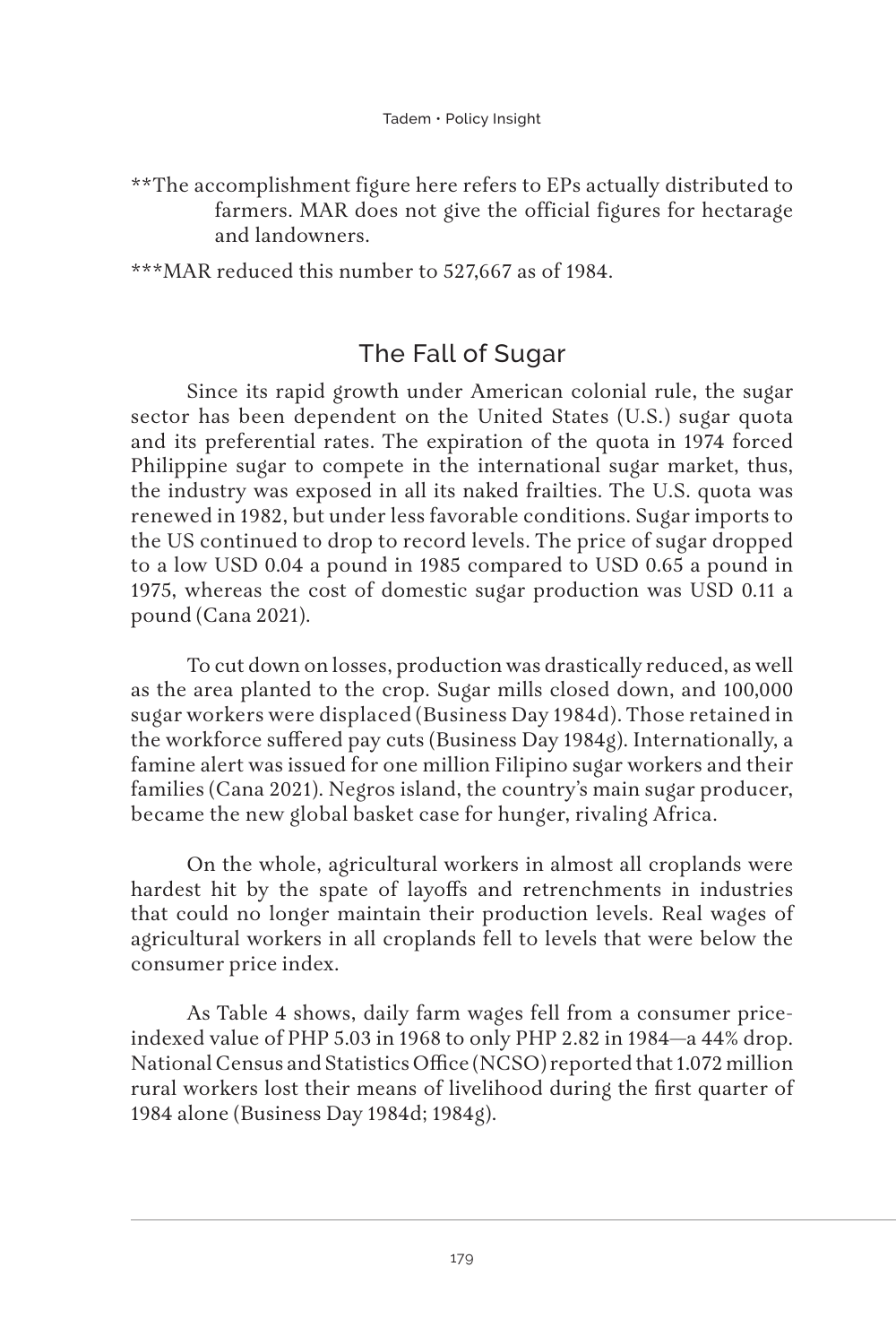**The accomplishment figure here refers to EPs actually distributed to farmers. MAR does not give the official figures for hectarage and landowners.

***MAR reduced this number to 527,667 as of 1984.

## The Fall of Sugar

Since its rapid growth under American colonial rule, the sugar sector has been dependent on the United States (U.S.) sugar quota and its preferential rates. The expiration of the quota in 1974 forced Philippine sugar to compete in the international sugar market, thus, the industry was exposed in all its naked frailties. The U.S. quota was renewed in 1982, but under less favorable conditions. Sugar imports to the US continued to drop to record levels. The price of sugar dropped to a low USD 0.04 a pound in 1985 compared to USD 0.65 a pound in 1975, whereas the cost of domestic sugar production was USD 0.11 a pound (Cana 2021).

To cut down on losses, production was drastically reduced, as well as the area planted to the crop. Sugar mills closed down, and 100,000 sugar workers were displaced (Business Day 1984d). Those retained in the workforce suffered pay cuts (Business Day 1984g). Internationally, a famine alert was issued for one million Filipino sugar workers and their families (Cana 2021). Negros island, the country's main sugar producer, became the new global basket case for hunger, rivaling Africa.

On the whole, agricultural workers in almost all croplands were hardest hit by the spate of layoffs and retrenchments in industries that could no longer maintain their production levels. Real wages of agricultural workers in all croplands fell to levels that were below the consumer price index.

As Table 4 shows, daily farm wages fell from a consumer price-indexed value of PHP 5.03 in 1968 to only PHP 2.82 in 1984—a 44% drop. National Census and Statistics Office (NCSO) reported that 1.072 million rural workers lost their means of livelihood during the first quarter of 1984 alone (Business Day 1984d; 1984g).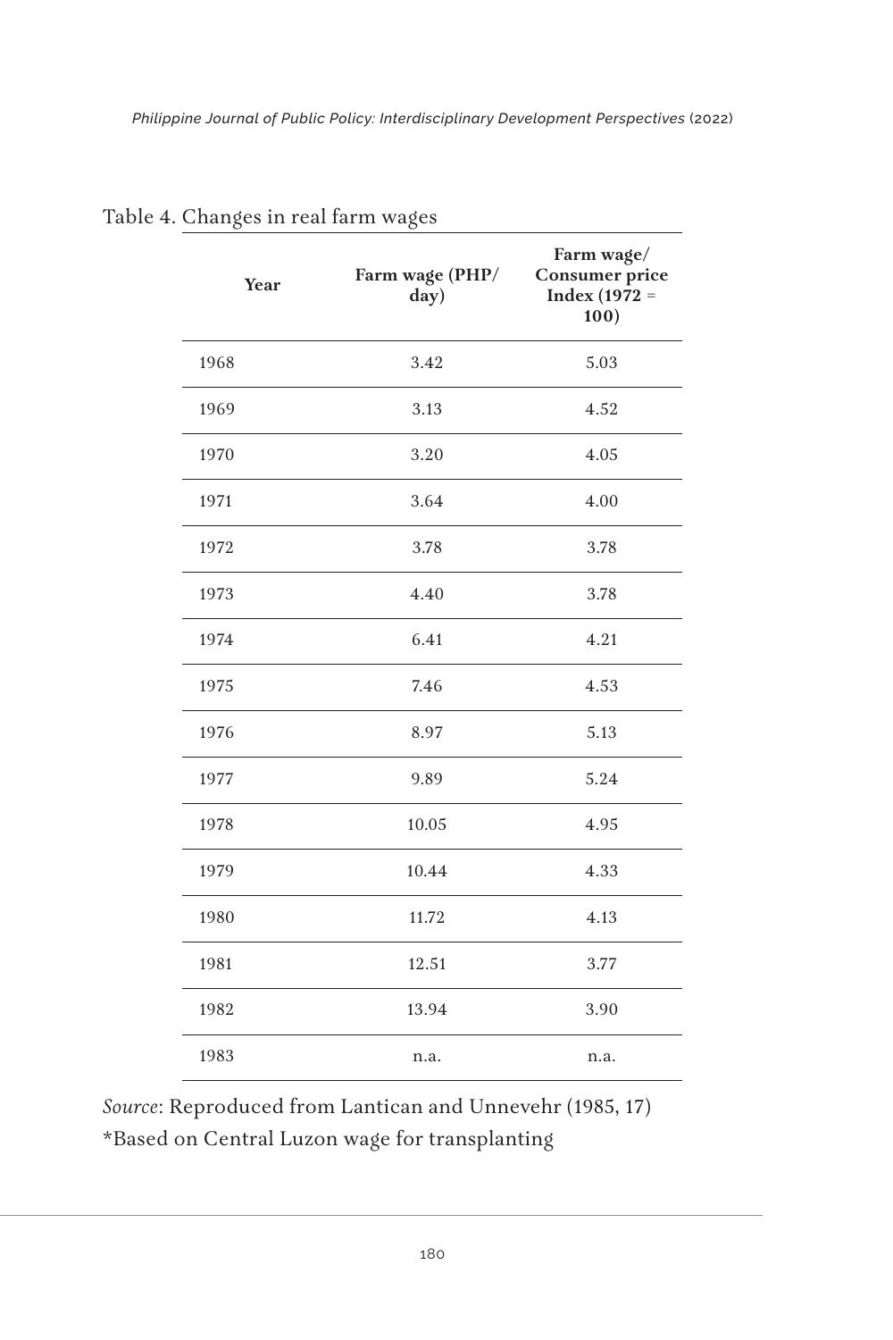Table 4. Changes in real farm wages

| Year | Farm wage (PHP/day) | Farm wage/ Consumer price Index (1972 = 100) |
|---|---|---|
| 1968 | 3.42 | 5.03 |
| 1969 | 3.13 | 4.52 |
| 1970 | 3.20 | 4.05 |
| 1971 | 3.64 | 4.00 |
| 1972 | 3.78 | 3.78 |
| 1973 | 4.40 | 3.78 |
| 1974 | 6.41 | 4.21 |
| 1975 | 7.46 | 4.53 |
| 1976 | 8.97 | 5.13 |
| 1977 | 9.89 | 5.24 |
| 1978 | 10.05 | 4.95 |
| 1979 | 10.44 | 4.33 |
| 1980 | 11.72 | 4.13 |
| 1981 | 12.51 | 3.77 |
| 1982 | 13.94 | 3.90 |
| 1983 | n.a. | n.a. |

*Source*: Reproduced from Lantican and Unnevehr (1985, 17)

*Based on Central Luzon wage for transplanting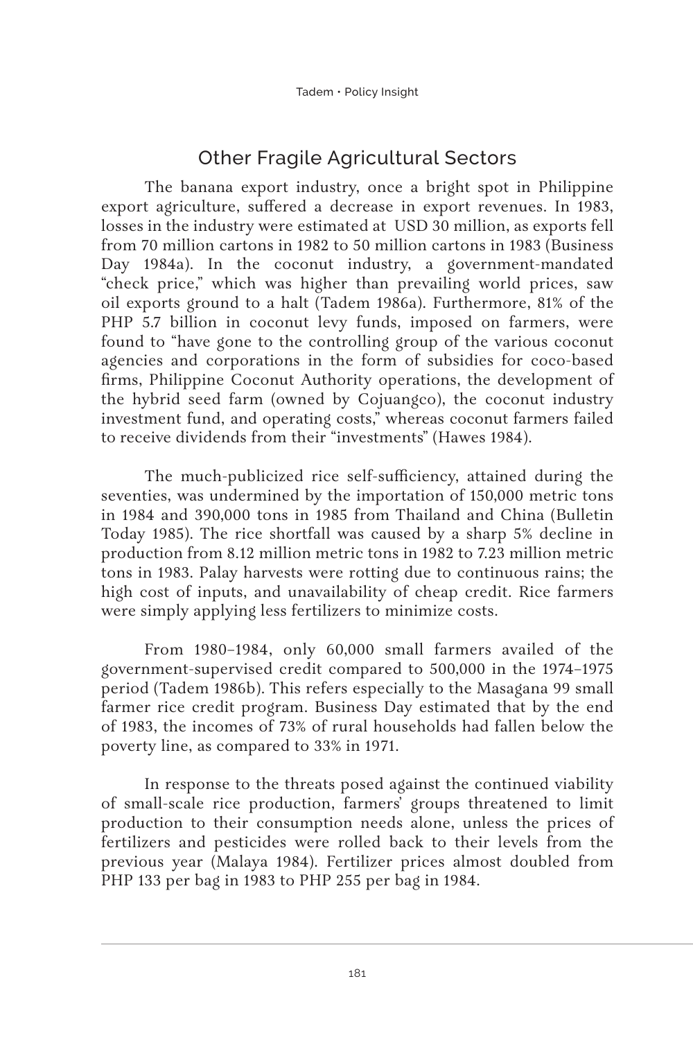## Other Fragile Agricultural Sectors

The banana export industry, once a bright spot in Philippine export agriculture, suffered a decrease in export revenues. In 1983, losses in the industry were estimated at USD 30 million, as exports fell from 70 million cartons in 1982 to 50 million cartons in 1983 (Business Day 1984a). In the coconut industry, a government-mandated "check price," which was higher than prevailing world prices, saw oil exports ground to a halt (Tadem 1986a). Furthermore, 81% of the PHP 5.7 billion in coconut levy funds, imposed on farmers, were found to "have gone to the controlling group of the various coconut agencies and corporations in the form of subsidies for coco-based firms, Philippine Coconut Authority operations, the development of the hybrid seed farm (owned by Cojuangco), the coconut industry investment fund, and operating costs," whereas coconut farmers failed to receive dividends from their "investments" (Hawes 1984).

The much-publicized rice self-sufficiency, attained during the seventies, was undermined by the importation of 150,000 metric tons in 1984 and 390,000 tons in 1985 from Thailand and China (Bulletin Today 1985). The rice shortfall was caused by a sharp 5% decline in production from 8.12 million metric tons in 1982 to 7.23 million metric tons in 1983. Palay harvests were rotting due to continuous rains; the high cost of inputs, and unavailability of cheap credit. Rice farmers were simply applying less fertilizers to minimize costs.

From 1980–1984, only 60,000 small farmers availed of the government-supervised credit compared to 500,000 in the 1974–1975 period (Tadem 1986b). This refers especially to the Masagana 99 small farmer rice credit program. Business Day estimated that by the end of 1983, the incomes of 73% of rural households had fallen below the poverty line, as compared to 33% in 1971.

In response to the threats posed against the continued viability of small-scale rice production, farmers' groups threatened to limit production to their consumption needs alone, unless the prices of fertilizers and pesticides were rolled back to their levels from the previous year (Malaya 1984). Fertilizer prices almost doubled from PHP 133 per bag in 1983 to PHP 255 per bag in 1984.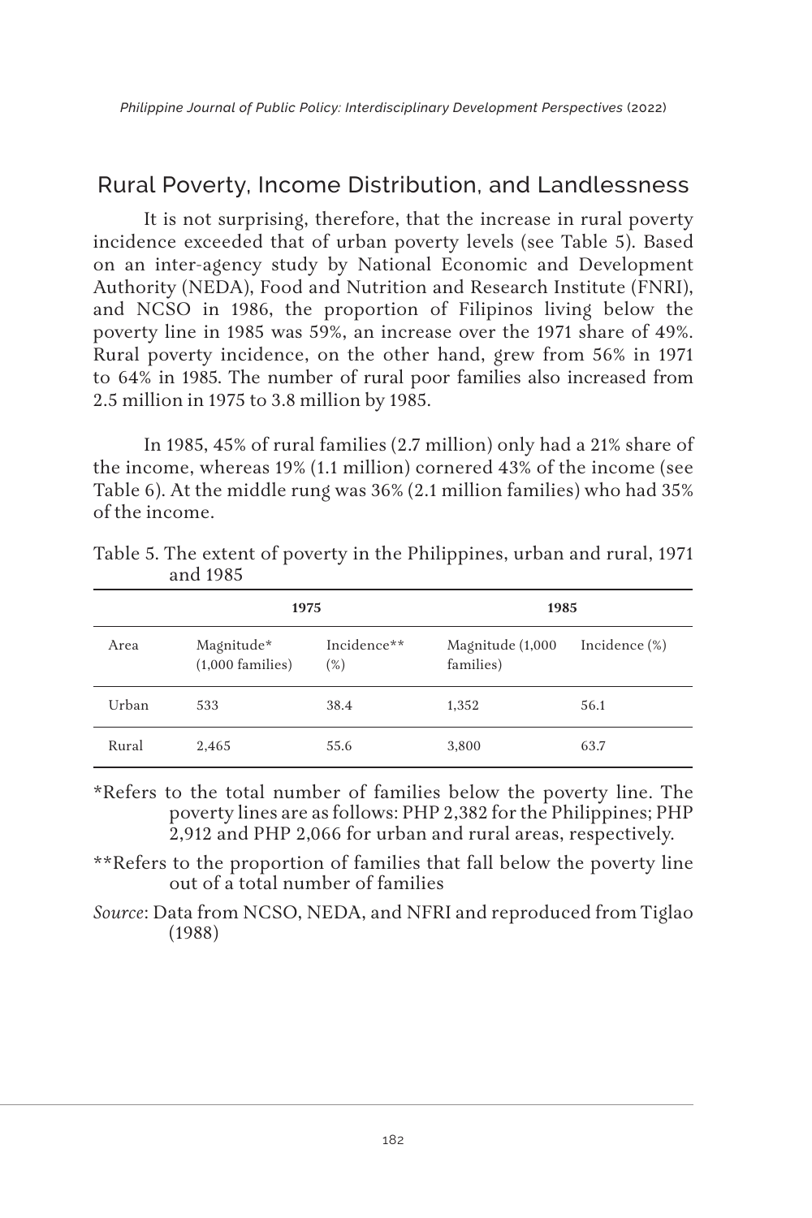## Rural Poverty, Income Distribution, and Landlessness

It is not surprising, therefore, that the increase in rural poverty incidence exceeded that of urban poverty levels (see Table 5). Based on an inter-agency study by National Economic and Development Authority (NEDA), Food and Nutrition and Research Institute (FNRI), and NCSO in 1986, the proportion of Filipinos living below the poverty line in 1985 was 59%, an increase over the 1971 share of 49%. Rural poverty incidence, on the other hand, grew from 56% in 1971 to 64% in 1985. The number of rural poor families also increased from 2.5 million in 1975 to 3.8 million by 1985.

In 1985, 45% of rural families (2.7 million) only had a 21% share of the income, whereas 19% (1.1 million) cornered 43% of the income (see Table 6). At the middle rung was 36% (2.1 million families) who had 35% of the income.

Table 5. The extent of poverty in the Philippines, urban and rural, 1971 and 1985

| | 1975 | | 1985 | |
|---|---|---|---|---|
| Area | Magnitude* (1,000 families) | Incidence** (%) | Magnitude (1,000 families) | Incidence (%) |
| Urban | 533 | 38.4 | 1,352 | 56.1 |
| Rural | 2,465 | 55.6 | 3,800 | 63.7 |

*Refers to the total number of families below the poverty line. The poverty lines are as follows: PHP 2,382 for the Philippines; PHP 2,912 and PHP 2,066 for urban and rural areas, respectively.

**Refers to the proportion of families that fall below the poverty line out of a total number of families

*Source*: Data from NCSO, NEDA, and NFRI and reproduced from Tiglao (1988)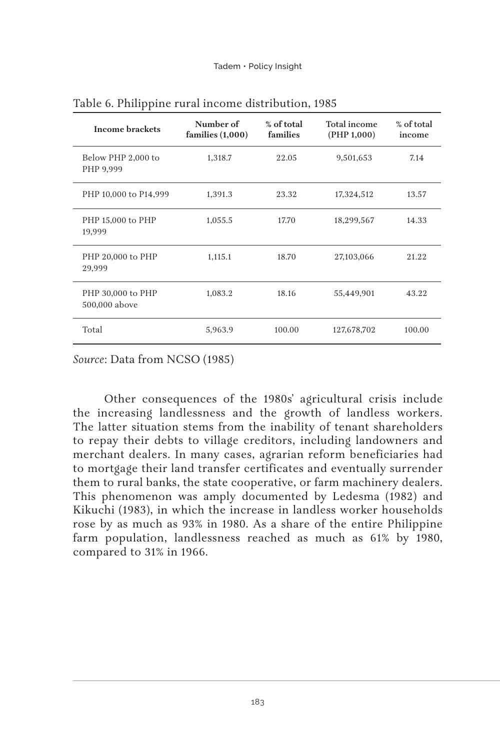Table 6. Philippine rural income distribution, 1985

| Income brackets | Number of families (1,000) | % of total families | Total income (PHP 1,000) | % of total income |
|---|---|---|---|---|
| Below PHP 2,000 to PHP 9,999 | 1,318.7 | 22.05 | 9,501,653 | 7.14 |
| PHP 10,000 to P14,999 | 1,391.3 | 23.32 | 17,324,512 | 13.57 |
| PHP 15,000 to PHP 19,999 | 1,055.5 | 17.70 | 18,299,567 | 14.33 |
| PHP 20,000 to PHP 29,999 | 1,115.1 | 18.70 | 27,103,066 | 21.22 |
| PHP 30,000 to PHP 500,000 above | 1,083.2 | 18.16 | 55,449,901 | 43.22 |
| Total | 5,963.9 | 100.00 | 127,678,702 | 100.00 |

*Source*: Data from NCSO (1985)

Other consequences of the 1980s' agricultural crisis include the increasing landlessness and the growth of landless workers. The latter situation stems from the inability of tenant shareholders to repay their debts to village creditors, including landowners and merchant dealers. In many cases, agrarian reform beneficiaries had to mortgage their land transfer certificates and eventually surrender them to rural banks, the state cooperative, or farm machinery dealers. This phenomenon was amply documented by Ledesma (1982) and Kikuchi (1983), in which the increase in landless worker households rose by as much as 93% in 1980. As a share of the entire Philippine farm population, landlessness reached as much as 61% by 1980, compared to 31% in 1966.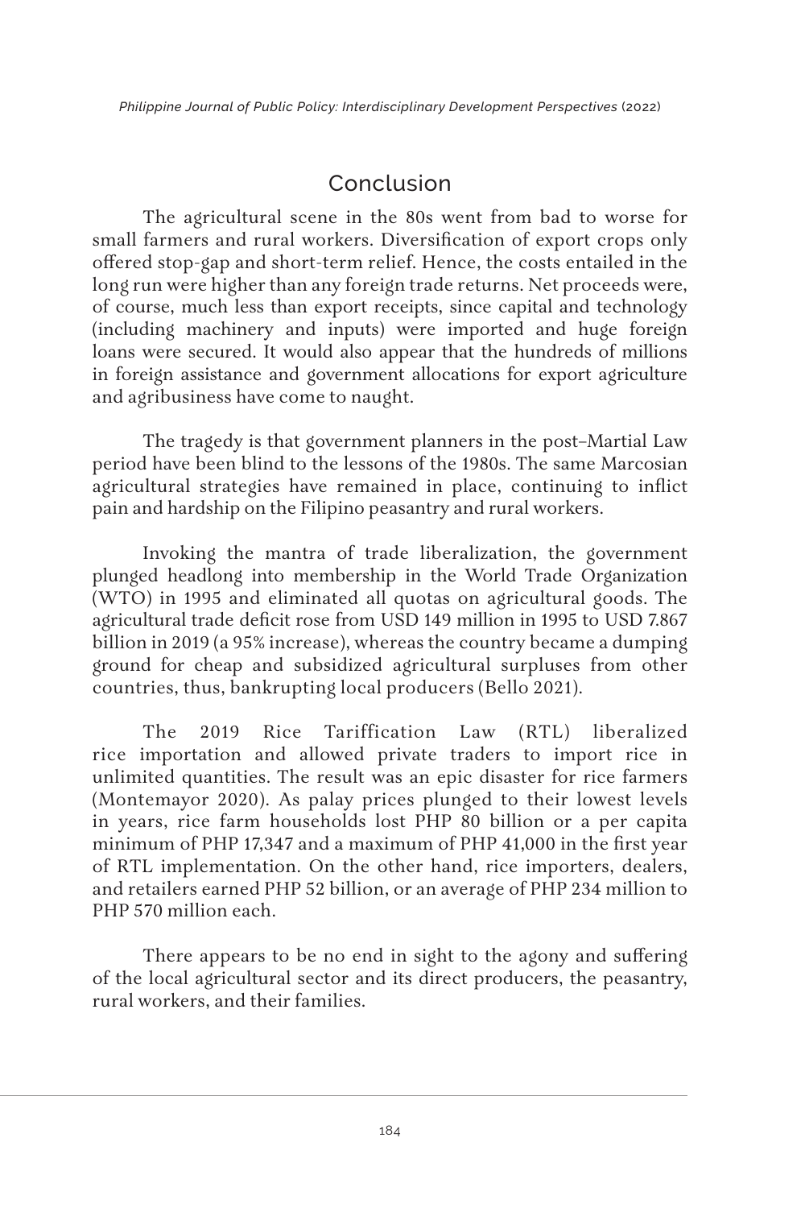## Conclusion

The agricultural scene in the 80s went from bad to worse for small farmers and rural workers. Diversification of export crops only offered stop-gap and short-term relief. Hence, the costs entailed in the long run were higher than any foreign trade returns. Net proceeds were, of course, much less than export receipts, since capital and technology (including machinery and inputs) were imported and huge foreign loans were secured. It would also appear that the hundreds of millions in foreign assistance and government allocations for export agriculture and agribusiness have come to naught.

The tragedy is that government planners in the post–Martial Law period have been blind to the lessons of the 1980s. The same Marcosian agricultural strategies have remained in place, continuing to inflict pain and hardship on the Filipino peasantry and rural workers.

Invoking the mantra of trade liberalization, the government plunged headlong into membership in the World Trade Organization (WTO) in 1995 and eliminated all quotas on agricultural goods. The agricultural trade deficit rose from USD 149 million in 1995 to USD 7.867 billion in 2019 (a 95% increase), whereas the country became a dumping ground for cheap and subsidized agricultural surpluses from other countries, thus, bankrupting local producers (Bello 2021).

The 2019 Rice Tariffication Law (RTL) liberalized rice importation and allowed private traders to import rice in unlimited quantities. The result was an epic disaster for rice farmers (Montemayor 2020). As palay prices plunged to their lowest levels in years, rice farm households lost PHP 80 billion or a per capita minimum of PHP 17,347 and a maximum of PHP 41,000 in the first year of RTL implementation. On the other hand, rice importers, dealers, and retailers earned PHP 52 billion, or an average of PHP 234 million to PHP 570 million each.

There appears to be no end in sight to the agony and suffering of the local agricultural sector and its direct producers, the peasantry, rural workers, and their families.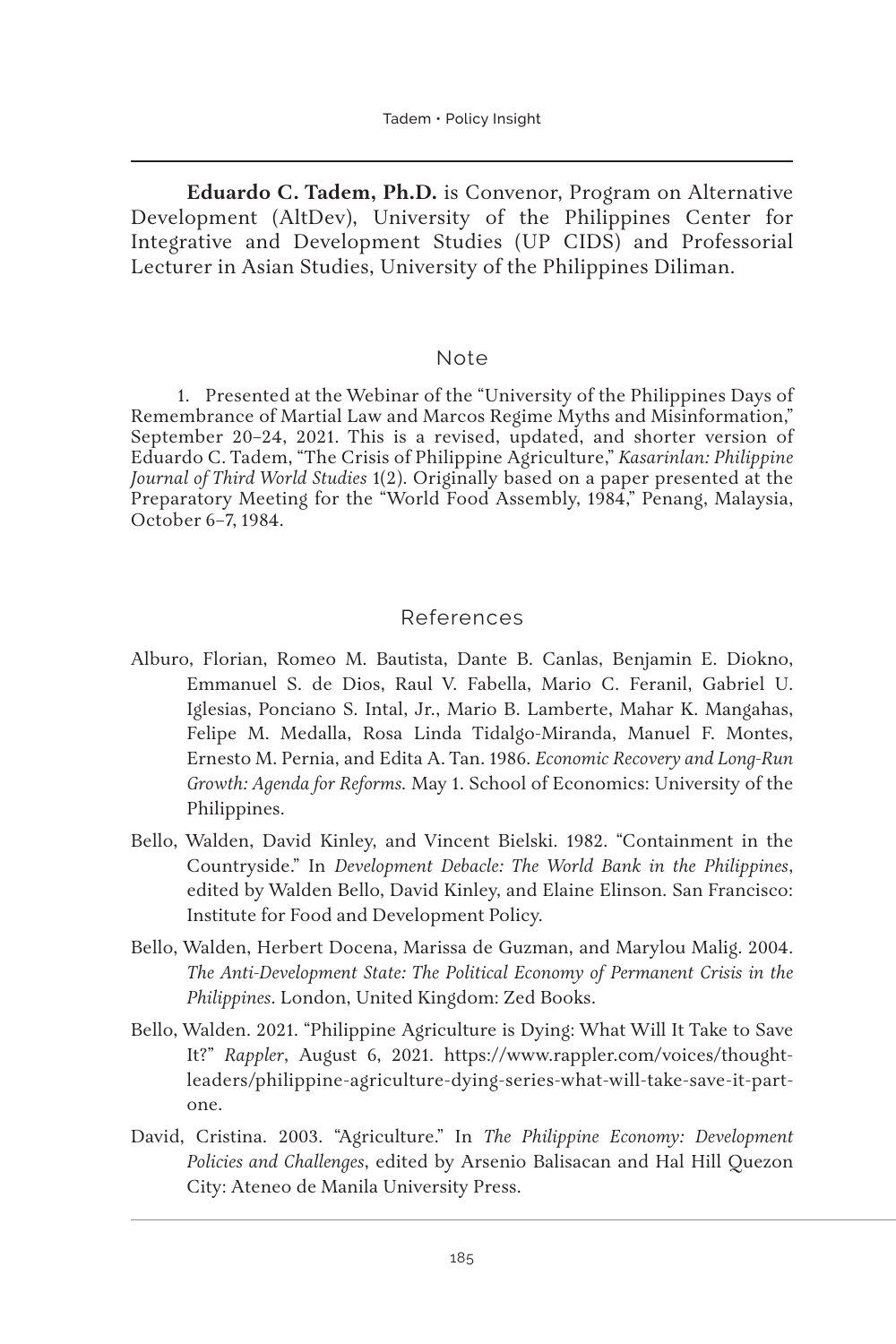**Eduardo C. Tadem, Ph.D.** is Convenor, Program on Alternative Development (AltDev), University of the Philippines Center for Integrative and Development Studies (UP CIDS) and Professorial Lecturer in Asian Studies, University of the Philippines Diliman.

## Note

1. Presented at the Webinar of the "University of the Philippines Days of Remembrance of Martial Law and Marcos Regime Myths and Misinformation," September 20–24, 2021. This is a revised, updated, and shorter version of Eduardo C. Tadem, "The Crisis of Philippine Agriculture," *Kasarinlan: Philippine Journal of Third World Studies* 1(2). Originally based on a paper presented at the Preparatory Meeting for the "World Food Assembly, 1984," Penang, Malaysia, October 6–7, 1984.

## References

Alburo, Florian, Romeo M. Bautista, Dante B. Canlas, Benjamin E. Diokno, Emmanuel S. de Dios, Raul V. Fabella, Mario C. Feranil, Gabriel U. Iglesias, Ponciano S. Intal, Jr., Mario B. Lamberte, Mahar K. Mangahas, Felipe M. Medalla, Rosa Linda Tidalgo-Miranda, Manuel F. Montes, Ernesto M. Pernia, and Edita A. Tan. 1986. *Economic Recovery and Long-Run Growth: Agenda for Reforms.* May 1. School of Economics: University of the Philippines.

Bello, Walden, David Kinley, and Vincent Bielski. 1982. "Containment in the Countryside." In *Development Debacle: The World Bank in the Philippines*, edited by Walden Bello, David Kinley, and Elaine Elinson. San Francisco: Institute for Food and Development Policy.

Bello, Walden, Herbert Docena, Marissa de Guzman, and Marylou Malig. 2004. *The Anti-Development State: The Political Economy of Permanent Crisis in the Philippines*. London, United Kingdom: Zed Books.

Bello, Walden. 2021. "Philippine Agriculture is Dying: What Will It Take to Save It?" *Rappler*, August 6, 2021. https://www.rappler.com/voices/thought-leaders/philippine-agriculture-dying-series-what-will-take-save-it-part-one.

David, Cristina. 2003. "Agriculture." In *The Philippine Economy: Development Policies and Challenges*, edited by Arsenio Balisacan and Hal Hill Quezon City: Ateneo de Manila University Press.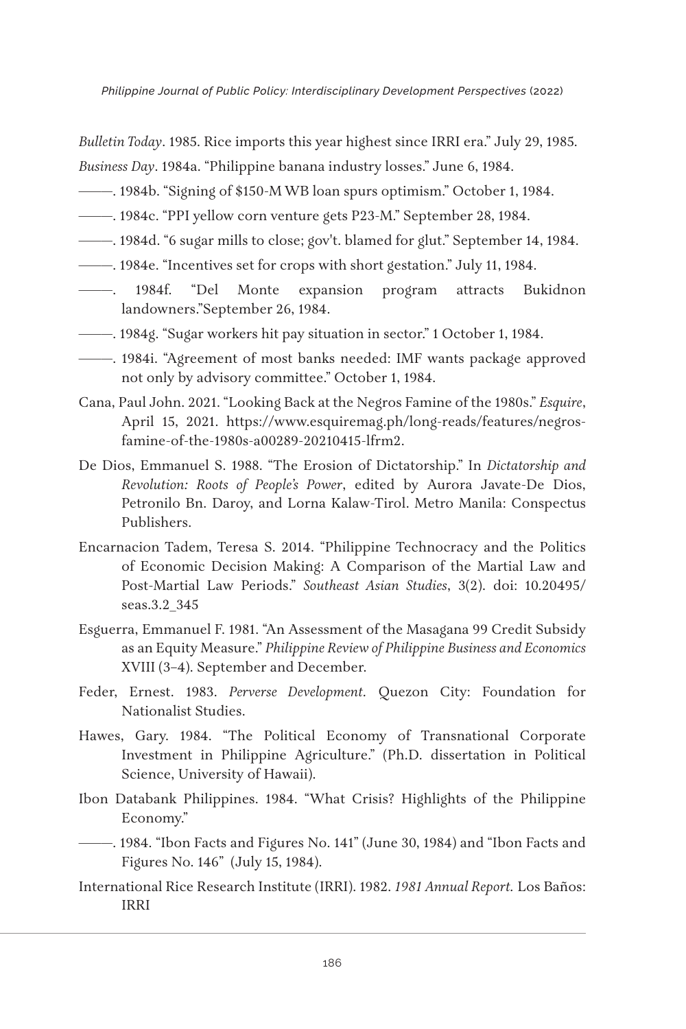*Bulletin Today*. 1985. Rice imports this year highest since IRRI era." July 29, 1985.

*Business Day*. 1984a. "Philippine banana industry losses." June 6, 1984.

———. 1984b. "Signing of $150-M WB loan spurs optimism." October 1, 1984.

———. 1984c. "PPI yellow corn venture gets P23-M." September 28, 1984.

———. 1984d. "6 sugar mills to close; gov't. blamed for glut." September 14, 1984.

———. 1984e. "Incentives set for crops with short gestation." July 11, 1984.

———. 1984f. "Del Monte expansion program attracts Bukidnon landowners."September 26, 1984.

———. 1984g. "Sugar workers hit pay situation in sector." 1 October 1, 1984.

———. 1984i. "Agreement of most banks needed: IMF wants package approved not only by advisory committee." October 1, 1984.

Cana, Paul John. 2021. "Looking Back at the Negros Famine of the 1980s." *Esquire*, April 15, 2021. https://www.esquiremag.ph/long-reads/features/negros-famine-of-the-1980s-a00289-20210415-lfrm2.

De Dios, Emmanuel S. 1988. "The Erosion of Dictatorship." In *Dictatorship and Revolution: Roots of People's Power*, edited by Aurora Javate-De Dios, Petronilo Bn. Daroy, and Lorna Kalaw-Tirol. Metro Manila: Conspectus Publishers.

Encarnacion Tadem, Teresa S. 2014. "Philippine Technocracy and the Politics of Economic Decision Making: A Comparison of the Martial Law and Post-Martial Law Periods." *Southeast Asian Studies*, 3(2). doi: 10.20495/seas.3.2_345

Esguerra, Emmanuel F. 1981. "An Assessment of the Masagana 99 Credit Subsidy as an Equity Measure." *Philippine Review of Philippine Business and Economics* XVIII (3–4). September and December.

Feder, Ernest. 1983. *Perverse Development*. Quezon City: Foundation for Nationalist Studies.

Hawes, Gary. 1984. "The Political Economy of Transnational Corporate Investment in Philippine Agriculture." (Ph.D. dissertation in Political Science, University of Hawaii).

Ibon Databank Philippines. 1984. "What Crisis? Highlights of the Philippine Economy."

———. 1984. "Ibon Facts and Figures No. 141" (June 30, 1984) and "Ibon Facts and Figures No. 146" (July 15, 1984).

International Rice Research Institute (IRRI). 1982. *1981 Annual Report.* Los Baños: IRRI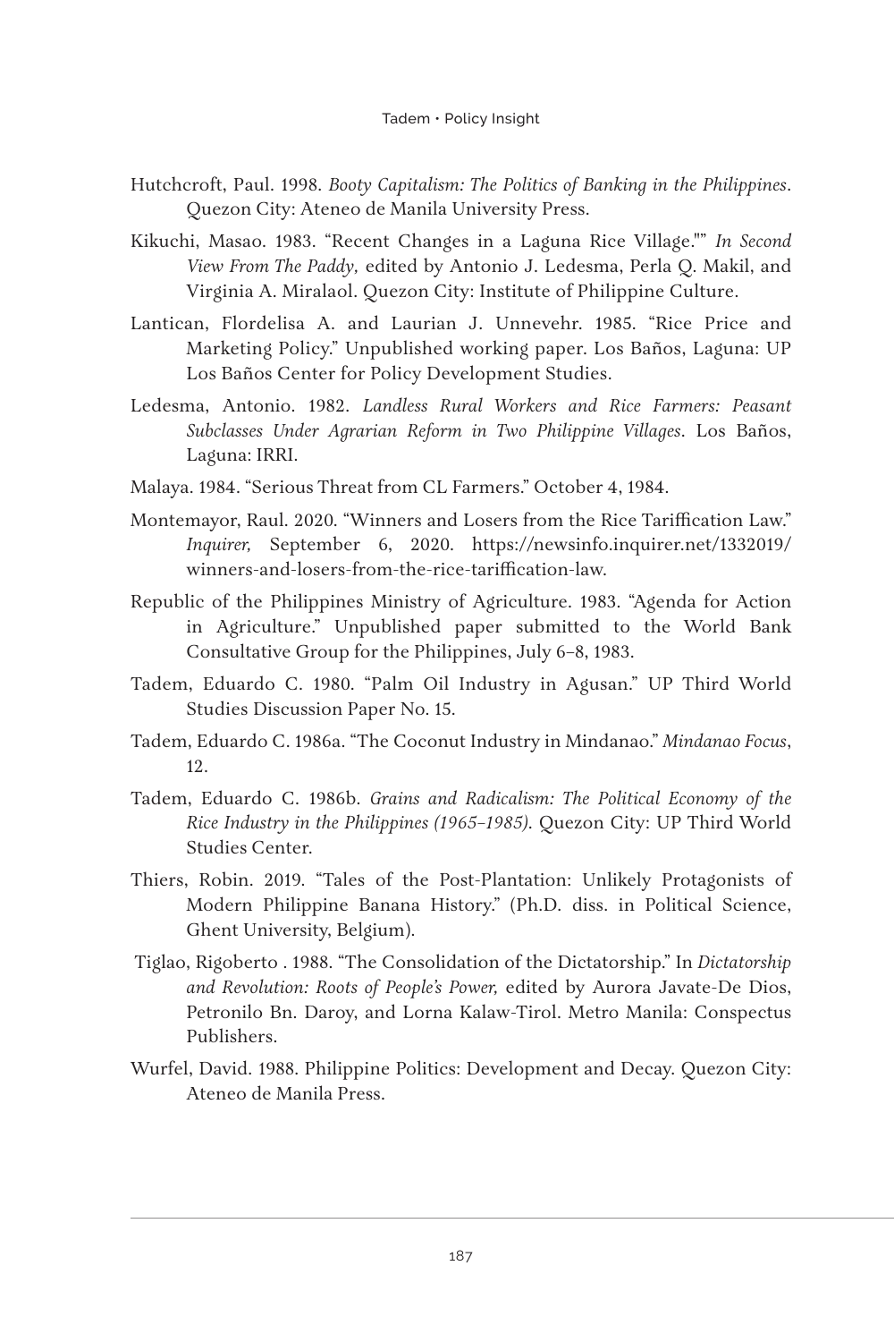Hutchcroft, Paul. 1998. *Booty Capitalism: The Politics of Banking in the Philippines*. Quezon City: Ateneo de Manila University Press.

Kikuchi, Masao. 1983. "Recent Changes in a Laguna Rice Village."" *In Second View From The Paddy,* edited by Antonio J. Ledesma, Perla Q. Makil, and Virginia A. Miralaol. Quezon City: Institute of Philippine Culture.

Lantican, Flordelisa A. and Laurian J. Unnevehr. 1985. "Rice Price and Marketing Policy." Unpublished working paper. Los Baños, Laguna: UP Los Baños Center for Policy Development Studies.

Ledesma, Antonio. 1982. *Landless Rural Workers and Rice Farmers: Peasant Subclasses Under Agrarian Reform in Two Philippine Villages*. Los Baños, Laguna: IRRI.

Malaya. 1984. "Serious Threat from CL Farmers." October 4, 1984.

Montemayor, Raul. 2020. "Winners and Losers from the Rice Tariffication Law." *Inquirer,* September 6, 2020. https://newsinfo.inquirer.net/1332019/winners-and-losers-from-the-rice-tariffication-law.

Republic of the Philippines Ministry of Agriculture. 1983. "Agenda for Action in Agriculture." Unpublished paper submitted to the World Bank Consultative Group for the Philippines, July 6–8, 1983.

Tadem, Eduardo C. 1980. "Palm Oil Industry in Agusan." UP Third World Studies Discussion Paper No. 15.

Tadem, Eduardo C. 1986a. "The Coconut Industry in Mindanao." *Mindanao Focus*, 12.

Tadem, Eduardo C. 1986b. *Grains and Radicalism: The Political Economy of the Rice Industry in the Philippines (1965–1985)*. Quezon City: UP Third World Studies Center.

Thiers, Robin. 2019. "Tales of the Post-Plantation: Unlikely Protagonists of Modern Philippine Banana History." (Ph.D. diss. in Political Science, Ghent University, Belgium).

Tiglao, Rigoberto . 1988. "The Consolidation of the Dictatorship." In *Dictatorship and Revolution: Roots of People's Power,* edited by Aurora Javate-De Dios, Petronilo Bn. Daroy, and Lorna Kalaw-Tirol. Metro Manila: Conspectus Publishers.

Wurfel, David. 1988. Philippine Politics: Development and Decay. Quezon City: Ateneo de Manila Press.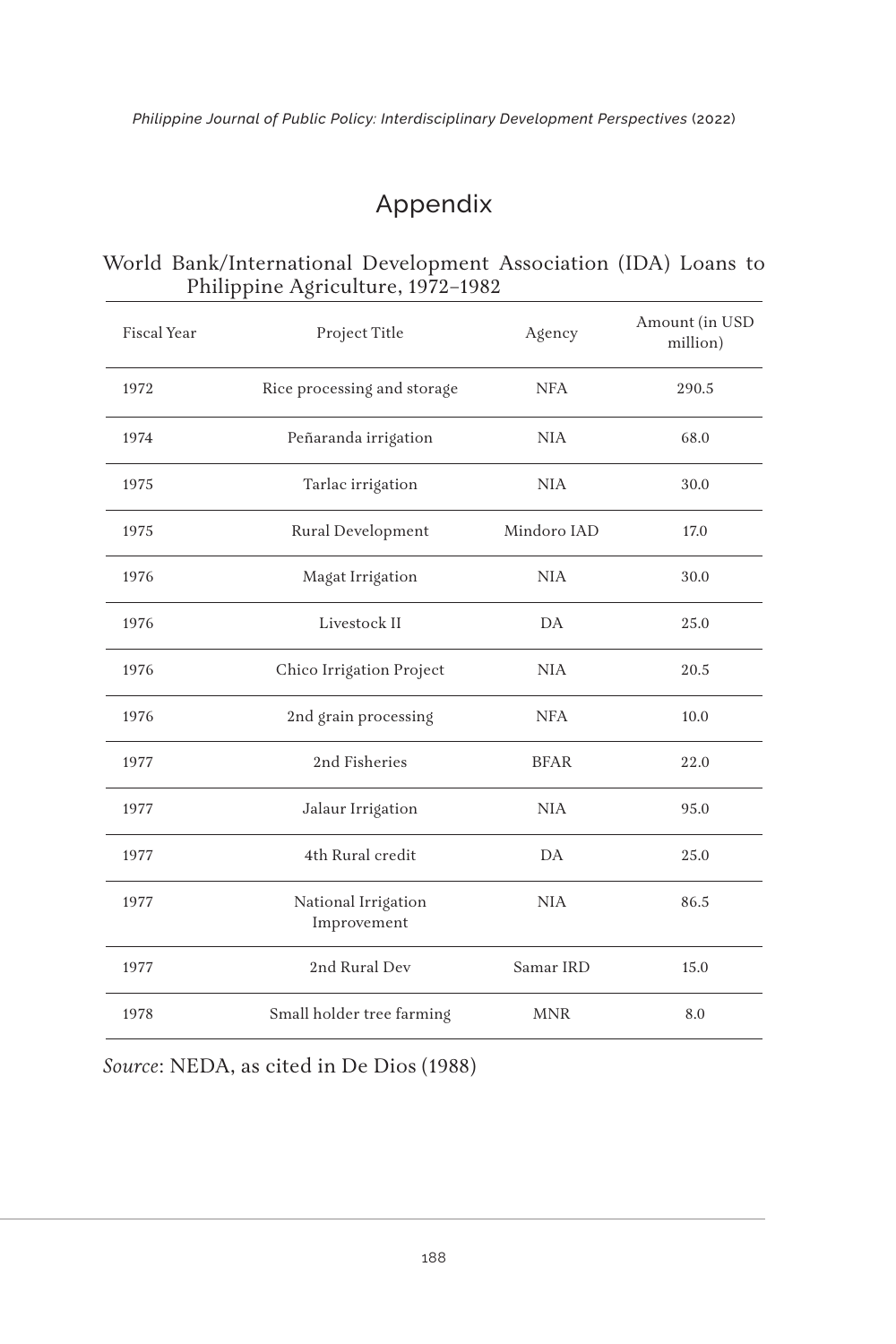# Appendix

World Bank/International Development Association (IDA) Loans to Philippine Agriculture, 1972–1982

| Fiscal Year | Project Title | Agency | Amount (in USD million) |
|---|---|---|---|
| 1972 | Rice processing and storage | NFA | 290.5 |
| 1974 | Peñaranda irrigation | NIA | 68.0 |
| 1975 | Tarlac irrigation | NIA | 30.0 |
| 1975 | Rural Development | Mindoro IAD | 17.0 |
| 1976 | Magat Irrigation | NIA | 30.0 |
| 1976 | Livestock II | DA | 25.0 |
| 1976 | Chico Irrigation Project | NIA | 20.5 |
| 1976 | 2nd grain processing | NFA | 10.0 |
| 1977 | 2nd Fisheries | BFAR | 22.0 |
| 1977 | Jalaur Irrigation | NIA | 95.0 |
| 1977 | 4th Rural credit | DA | 25.0 |
| 1977 | National Irrigation Improvement | NIA | 86.5 |
| 1977 | 2nd Rural Dev | Samar IRD | 15.0 |
| 1978 | Small holder tree farming | MNR | 8.0 |

*Source*: NEDA, as cited in De Dios (1988)